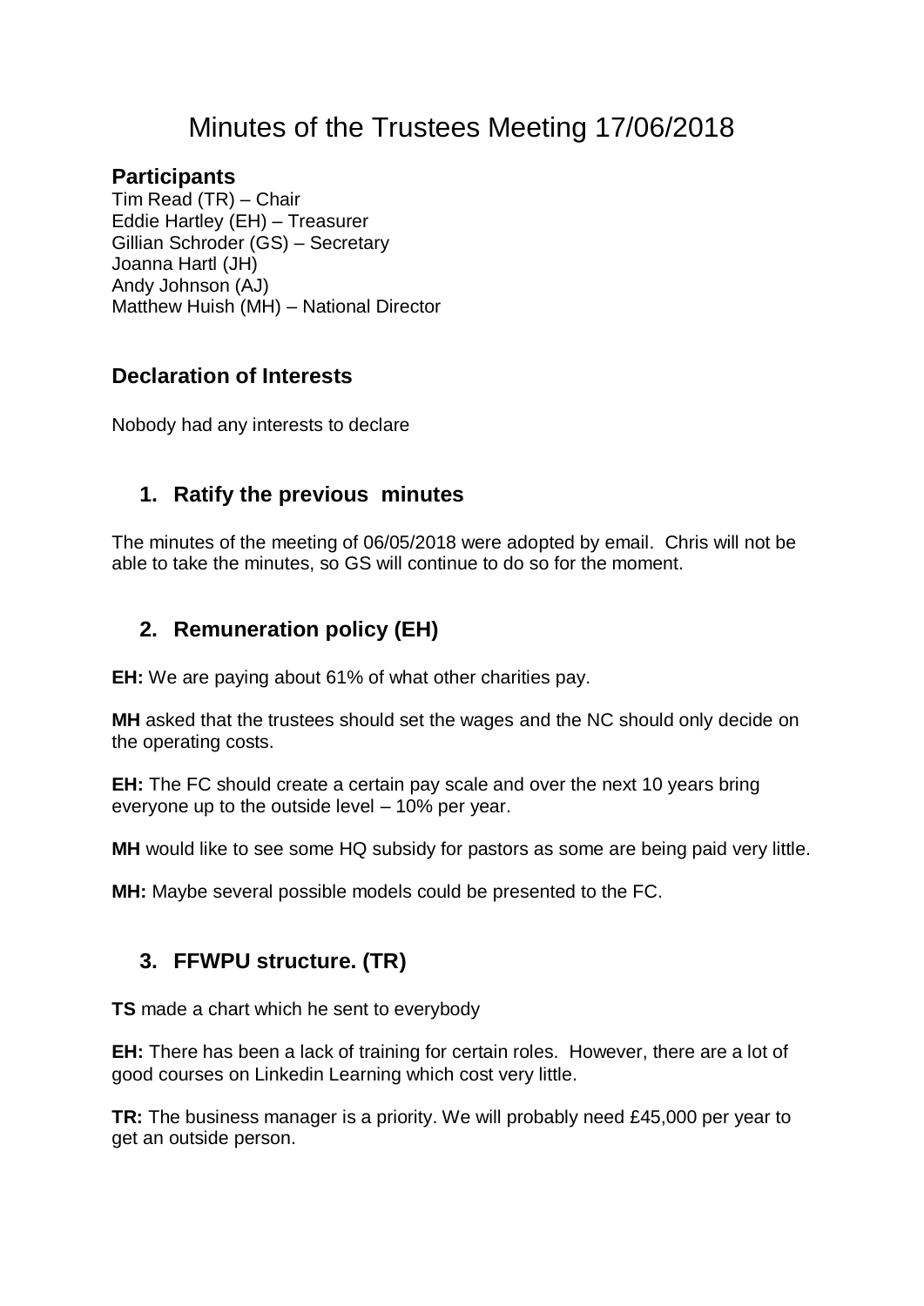# Minutes of the Trustees Meeting 17/06/2018

## Participants

Tim Read (TR) – Chair
Eddie Hartley (EH) – Treasurer
Gillian Schroder (GS) – Secretary
Joanna Hartl (JH)
Andy Johnson (AJ)
Matthew Huish (MH) – National Director

## Declaration of Interests

Nobody had any interests to declare

## 1. Ratify the previous minutes

The minutes of the meeting of 06/05/2018 were adopted by email. Chris will not be able to take the minutes, so GS will continue to do so for the moment.

## 2. Remuneration policy (EH)

**EH:** We are paying about 61% of what other charities pay.

**MH** asked that the trustees should set the wages and the NC should only decide on the operating costs.

**EH:** The FC should create a certain pay scale and over the next 10 years bring everyone up to the outside level – 10% per year.

**MH** would like to see some HQ subsidy for pastors as some are being paid very little.

**MH:** Maybe several possible models could be presented to the FC.

## 3. FFWPU structure. (TR)

**TS** made a chart which he sent to everybody

**EH:** There has been a lack of training for certain roles. However, there are a lot of good courses on Linkedin Learning which cost very little.

**TR:** The business manager is a priority. We will probably need £45,000 per year to get an outside person.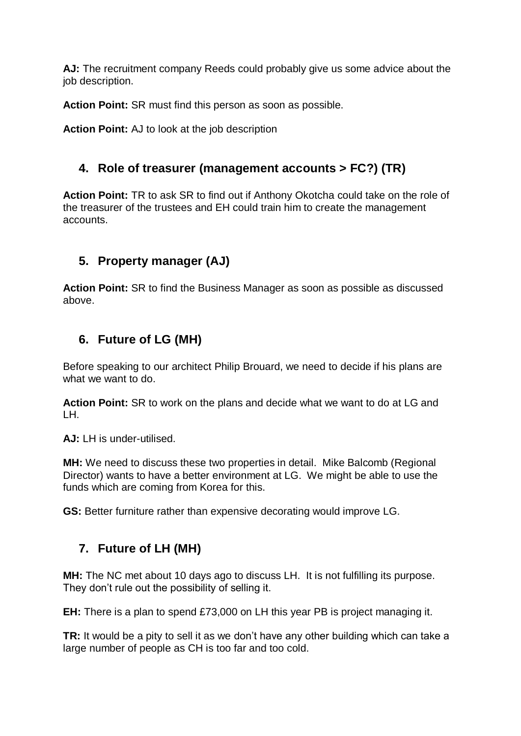**AJ:** The recruitment company Reeds could probably give us some advice about the job description.

**Action Point:** SR must find this person as soon as possible.

**Action Point:** AJ to look at the job description

## 4. Role of treasurer (management accounts > FC?) (TR)

**Action Point:** TR to ask SR to find out if Anthony Okotcha could take on the role of the treasurer of the trustees and EH could train him to create the management accounts.

## 5. Property manager (AJ)

**Action Point:** SR to find the Business Manager as soon as possible as discussed above.

## 6. Future of LG (MH)

Before speaking to our architect Philip Brouard, we need to decide if his plans are what we want to do.

**Action Point:** SR to work on the plans and decide what we want to do at LG and LH.

**AJ:** LH is under-utilised.

**MH:** We need to discuss these two properties in detail. Mike Balcomb (Regional Director) wants to have a better environment at LG. We might be able to use the funds which are coming from Korea for this.

**GS:** Better furniture rather than expensive decorating would improve LG.

## 7. Future of LH (MH)

**MH:** The NC met about 10 days ago to discuss LH. It is not fulfilling its purpose. They don't rule out the possibility of selling it.

**EH:** There is a plan to spend £73,000 on LH this year PB is project managing it.

**TR:** It would be a pity to sell it as we don't have any other building which can take a large number of people as CH is too far and too cold.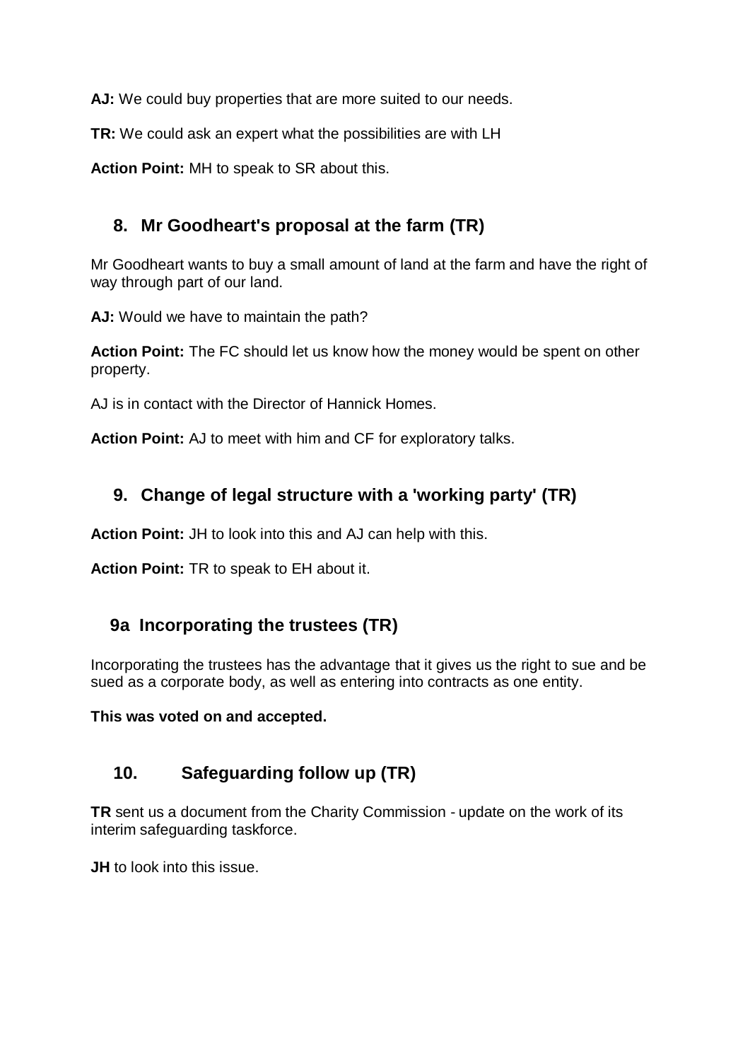**AJ:** We could buy properties that are more suited to our needs.

**TR:** We could ask an expert what the possibilities are with LH

**Action Point:** MH to speak to SR about this.

## 8. Mr Goodheart's proposal at the farm (TR)

Mr Goodheart wants to buy a small amount of land at the farm and have the right of way through part of our land.

**AJ:** Would we have to maintain the path?

**Action Point:** The FC should let us know how the money would be spent on other property.

AJ is in contact with the Director of Hannick Homes.

**Action Point:** AJ to meet with him and CF for exploratory talks.

## 9. Change of legal structure with a 'working party' (TR)

**Action Point:** JH to look into this and AJ can help with this.

**Action Point:** TR to speak to EH about it.

## 9a Incorporating the trustees (TR)

Incorporating the trustees has the advantage that it gives us the right to sue and be sued as a corporate body, as well as entering into contracts as one entity.

**This was voted on and accepted.**

## 10. Safeguarding follow up (TR)

**TR** sent us a document from the Charity Commission - update on the work of its interim safeguarding taskforce.

**JH** to look into this issue.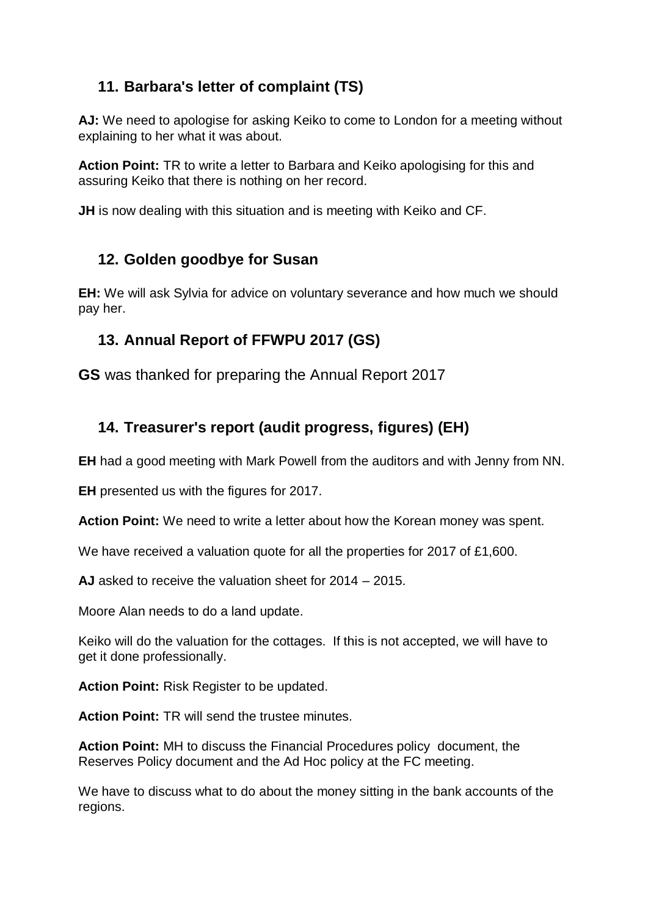## 11. Barbara's letter of complaint (TS)

**AJ:** We need to apologise for asking Keiko to come to London for a meeting without explaining to her what it was about.

**Action Point:** TR to write a letter to Barbara and Keiko apologising for this and assuring Keiko that there is nothing on her record.

**JH** is now dealing with this situation and is meeting with Keiko and CF.

## 12. Golden goodbye for Susan

**EH:** We will ask Sylvia for advice on voluntary severance and how much we should pay her.

## 13. Annual Report of FFWPU 2017 (GS)

**GS** was thanked for preparing the Annual Report 2017

## 14. Treasurer's report (audit progress, figures) (EH)

**EH** had a good meeting with Mark Powell from the auditors and with Jenny from NN.

**EH** presented us with the figures for 2017.

**Action Point:** We need to write a letter about how the Korean money was spent.

We have received a valuation quote for all the properties for 2017 of £1,600.

**AJ** asked to receive the valuation sheet for 2014 – 2015.

Moore Alan needs to do a land update.

Keiko will do the valuation for the cottages. If this is not accepted, we will have to get it done professionally.

**Action Point:** Risk Register to be updated.

**Action Point:** TR will send the trustee minutes.

**Action Point:** MH to discuss the Financial Procedures policy document, the Reserves Policy document and the Ad Hoc policy at the FC meeting.

We have to discuss what to do about the money sitting in the bank accounts of the regions.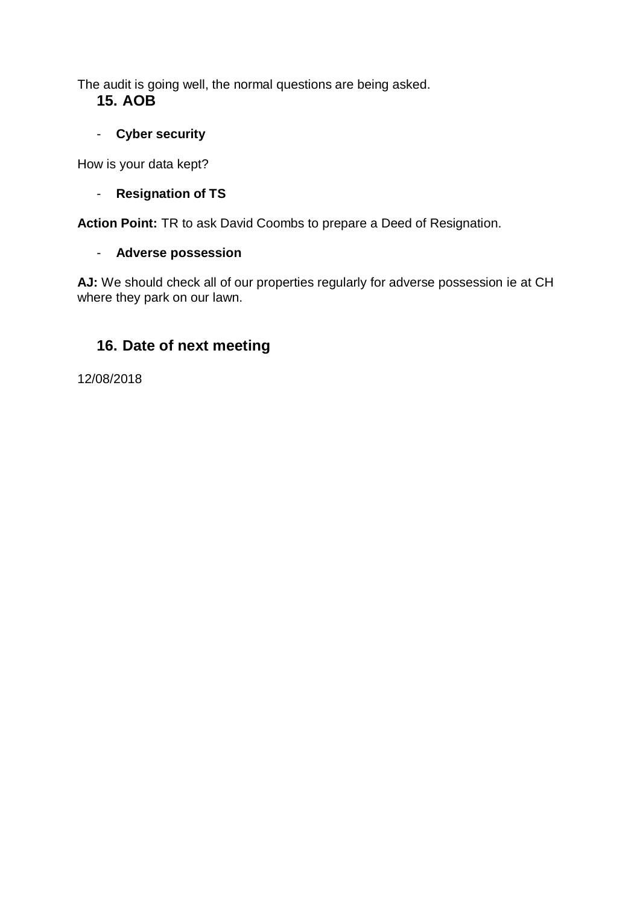The audit is going well, the normal questions are being asked.

## 15. AOB

- **Cyber security**

How is your data kept?

- **Resignation of TS**

**Action Point:** TR to ask David Coombs to prepare a Deed of Resignation.

- **Adverse possession**

**AJ:** We should check all of our properties regularly for adverse possession ie at CH where they park on our lawn.

## 16. Date of next meeting

12/08/2018